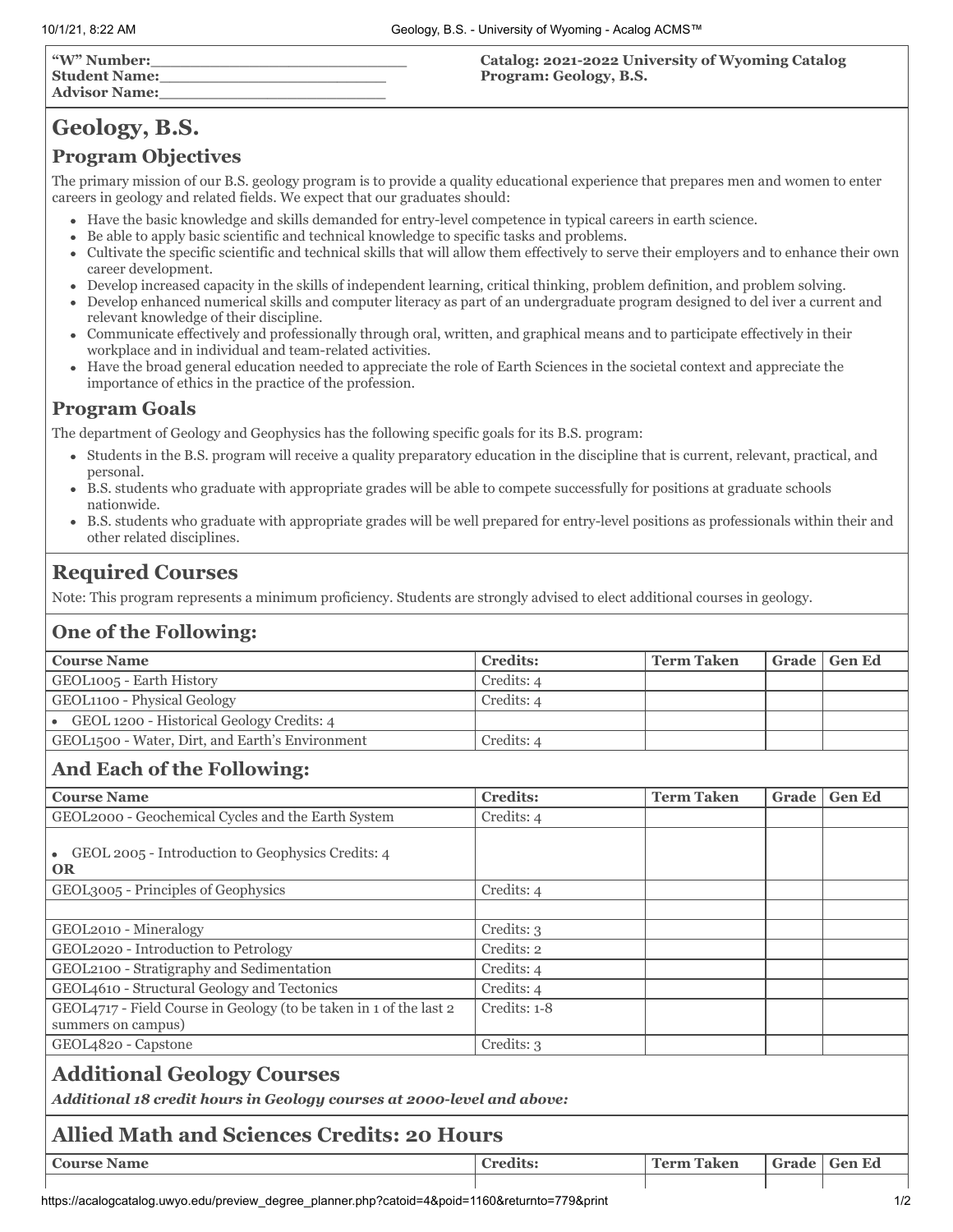| "W" Number:_________________________ | Catalog: 2021-2022 University of Wyoming Catalog |
|---|---|
| Student Name:_______________________ | Program: Geology, B.S. |
| Advisor Name:_______________________ | |

# Geology, B.S.

## Program Objectives

The primary mission of our B.S. geology program is to provide a quality educational experience that prepares men and women to enter careers in geology and related fields. We expect that our graduates should:

- Have the basic knowledge and skills demanded for entry-level competence in typical careers in earth science.
- Be able to apply basic scientific and technical knowledge to specific tasks and problems.
- Cultivate the specific scientific and technical skills that will allow them effectively to serve their employers and to enhance their own career development.
- Develop increased capacity in the skills of independent learning, critical thinking, problem definition, and problem solving.
- Develop enhanced numerical skills and computer literacy as part of an undergraduate program designed to del iver a current and relevant knowledge of their discipline.
- Communicate effectively and professionally through oral, written, and graphical means and to participate effectively in their workplace and in individual and team-related activities.
- Have the broad general education needed to appreciate the role of Earth Sciences in the societal context and appreciate the importance of ethics in the practice of the profession.

## Program Goals

The department of Geology and Geophysics has the following specific goals for its B.S. program:

- Students in the B.S. program will receive a quality preparatory education in the discipline that is current, relevant, practical, and personal.
- B.S. students who graduate with appropriate grades will be able to compete successfully for positions at graduate schools nationwide.
- B.S. students who graduate with appropriate grades will be well prepared for entry-level positions as professionals within their and other related disciplines.

## Required Courses

Note: This program represents a minimum proficiency. Students are strongly advised to elect additional courses in geology.

### One of the Following:

| Course Name | Credits: | Term Taken | Grade | Gen Ed |
|---|---|---|---|---|
| GEOL1005 - Earth History | Credits: 4 | | | |
| GEOL1100 - Physical Geology | Credits: 4 | | | |
| • GEOL 1200 - Historical Geology Credits: 4 | | | | |
| GEOL1500 - Water, Dirt, and Earth's Environment | Credits: 4 | | | |

### And Each of the Following:

| Course Name | Credits: | Term Taken | Grade | Gen Ed |
|---|---|---|---|---|
| GEOL2000 - Geochemical Cycles and the Earth System | Credits: 4 | | | |
| • GEOL 2005 - Introduction to Geophysics Credits: 4 **OR** | | | | |
| GEOL3005 - Principles of Geophysics | Credits: 4 | | | |
| | | | | |
| GEOL2010 - Mineralogy | Credits: 3 | | | |
| GEOL2020 - Introduction to Petrology | Credits: 2 | | | |
| GEOL2100 - Stratigraphy and Sedimentation | Credits: 4 | | | |
| GEOL4610 - Structural Geology and Tectonics | Credits: 4 | | | |
| GEOL4717 - Field Course in Geology (to be taken in 1 of the last 2 summers on campus) | Credits: 1-8 | | | |
| GEOL4820 - Capstone | Credits: 3 | | | |

## Additional Geology Courses

***Additional 18 credit hours in Geology courses at 2000-level and above:***

## Allied Math and Sciences Credits: 20 Hours

| Course Name | Credits: | Term Taken | Grade | Gen Ed |
|---|---|---|---|---|
| | | | | |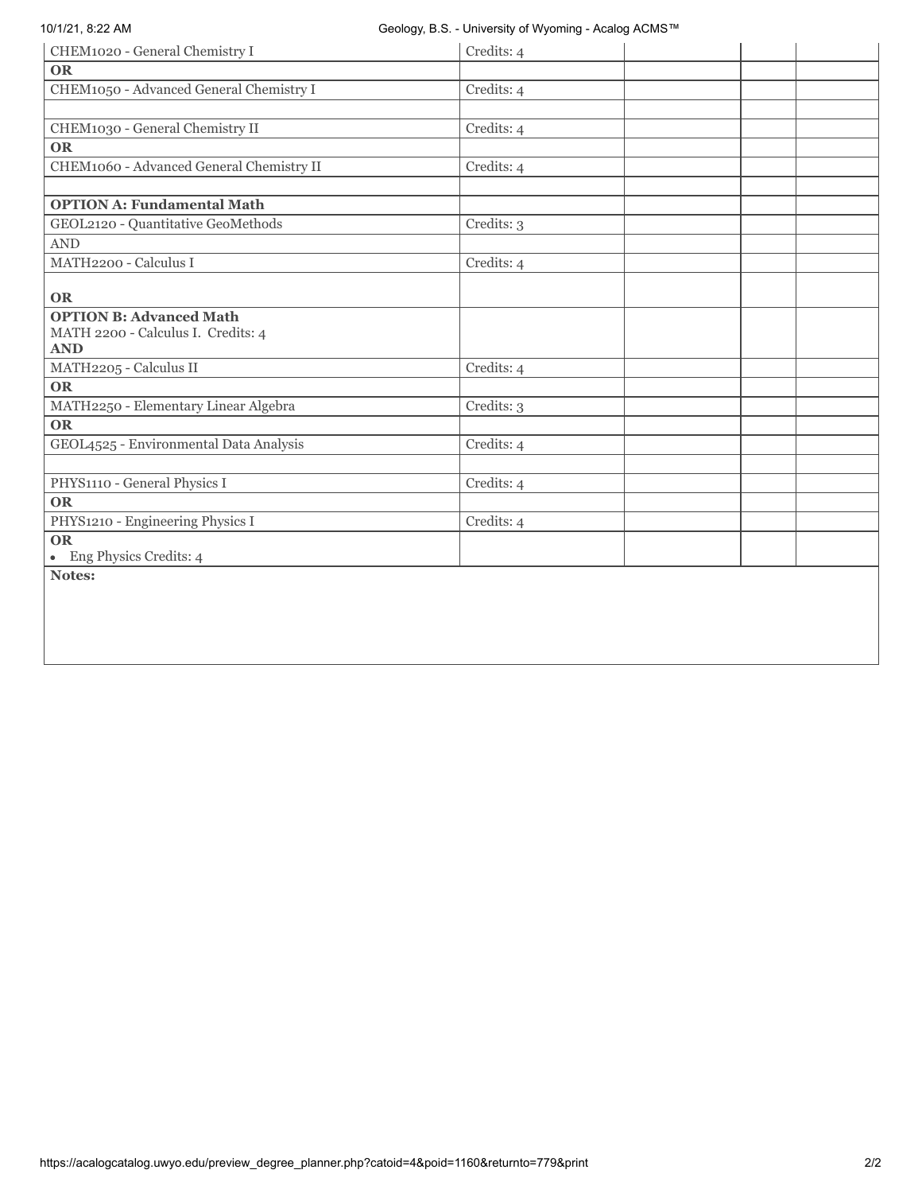| | | | | |
|---|---|---|---|---|
| CHEM1020 - General Chemistry I | Credits: 4 | | | |
| **OR** | | | | |
| CHEM1050 - Advanced General Chemistry I | Credits: 4 | | | |
| | | | | |
| CHEM1030 - General Chemistry II | Credits: 4 | | | |
| **OR** | | | | |
| CHEM1060 - Advanced General Chemistry II | Credits: 4 | | | |
| | | | | |
| **OPTION A: Fundamental Math** | | | | |
| GEOL2120 - Quantitative GeoMethods | Credits: 3 | | | |
| AND | | | | |
| MATH2200 - Calculus I | Credits: 4 | | | |
| **OR** | | | | |
| **OPTION B: Advanced Math** MATH 2200 - Calculus I. Credits: 4 **AND** | | | | |
| MATH2205 - Calculus II | Credits: 4 | | | |
| **OR** | | | | |
| MATH2250 - Elementary Linear Algebra | Credits: 3 | | | |
| **OR** | | | | |
| GEOL4525 - Environmental Data Analysis | Credits: 4 | | | |
| | | | | |
| PHYS1110 - General Physics I | Credits: 4 | | | |
| **OR** | | | | |
| PHYS1210 - Engineering Physics I | Credits: 4 | | | |
| **OR** • Eng Physics Credits: 4 | | | | |

**Notes:**